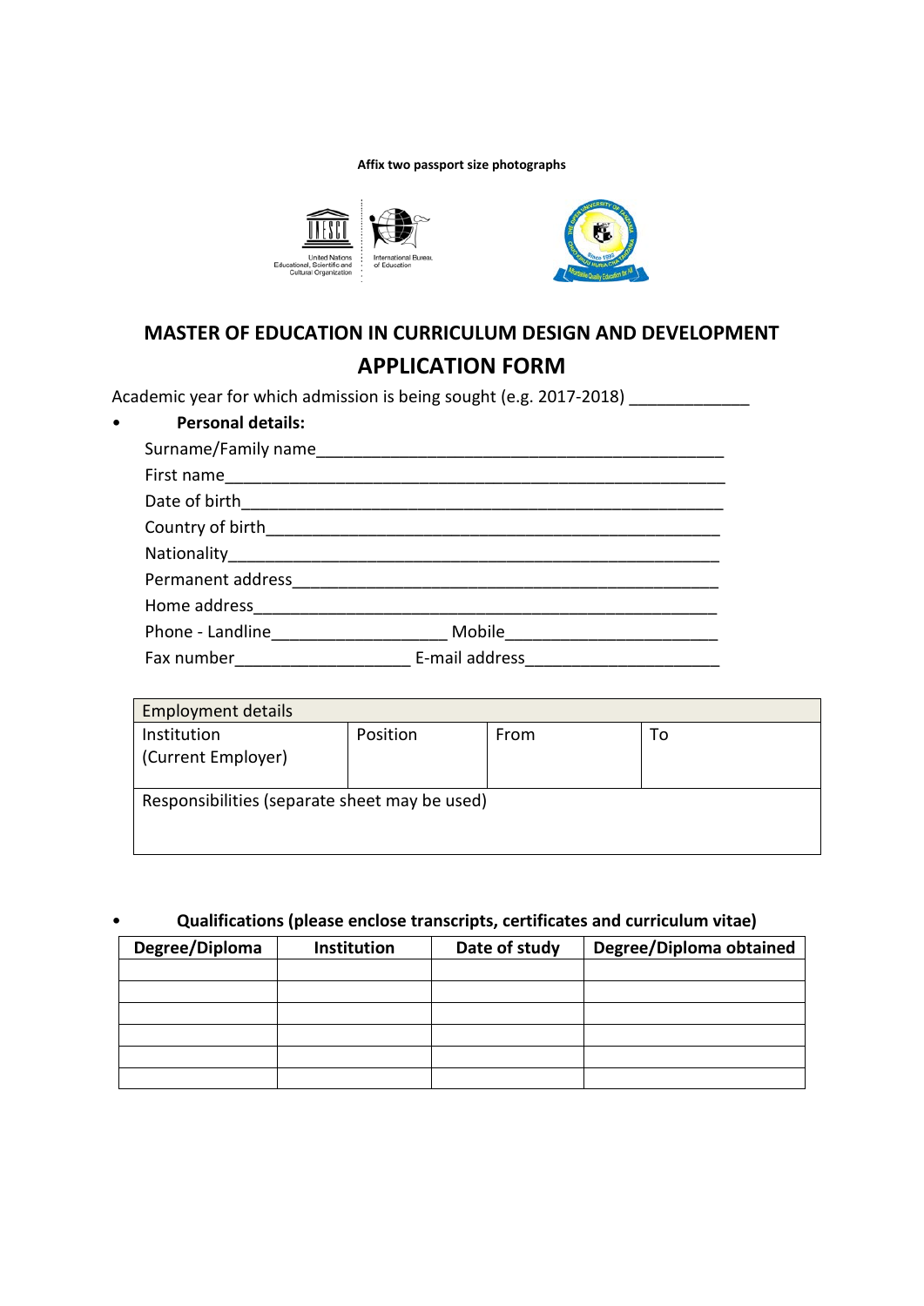**Affix two passport size photographs**

# MASTER OF EDUCATION IN CURRICULUM DESIGN AND DEVELOPMENT

## APPLICATION FORM

Academic year for which admission is being sought (e.g. 2017-2018) _____________

- **Personal details:**

Surname/Family name_____________________________________________

First name______________________________________________________

Date of birth____________________________________________________

Country of birth_________________________________________________

Nationality______________________________________________________

Permanent address_______________________________________________

Home address___________________________________________________

Phone - Landline___________________ Mobile______________________

Fax number___________________ E-mail address____________________

| Employment details | | | |
|---|---|---|---|
| Institution (Current Employer) | Position | From | To |
| Responsibilities (separate sheet may be used) | | | |

- **Qualifications (please enclose transcripts, certificates and curriculum vitae)**

| Degree/Diploma | Institution | Date of study | Degree/Diploma obtained |
|---|---|---|---|
| | | | |
| | | | |
| | | | |
| | | | |
| | | | |
| | | | |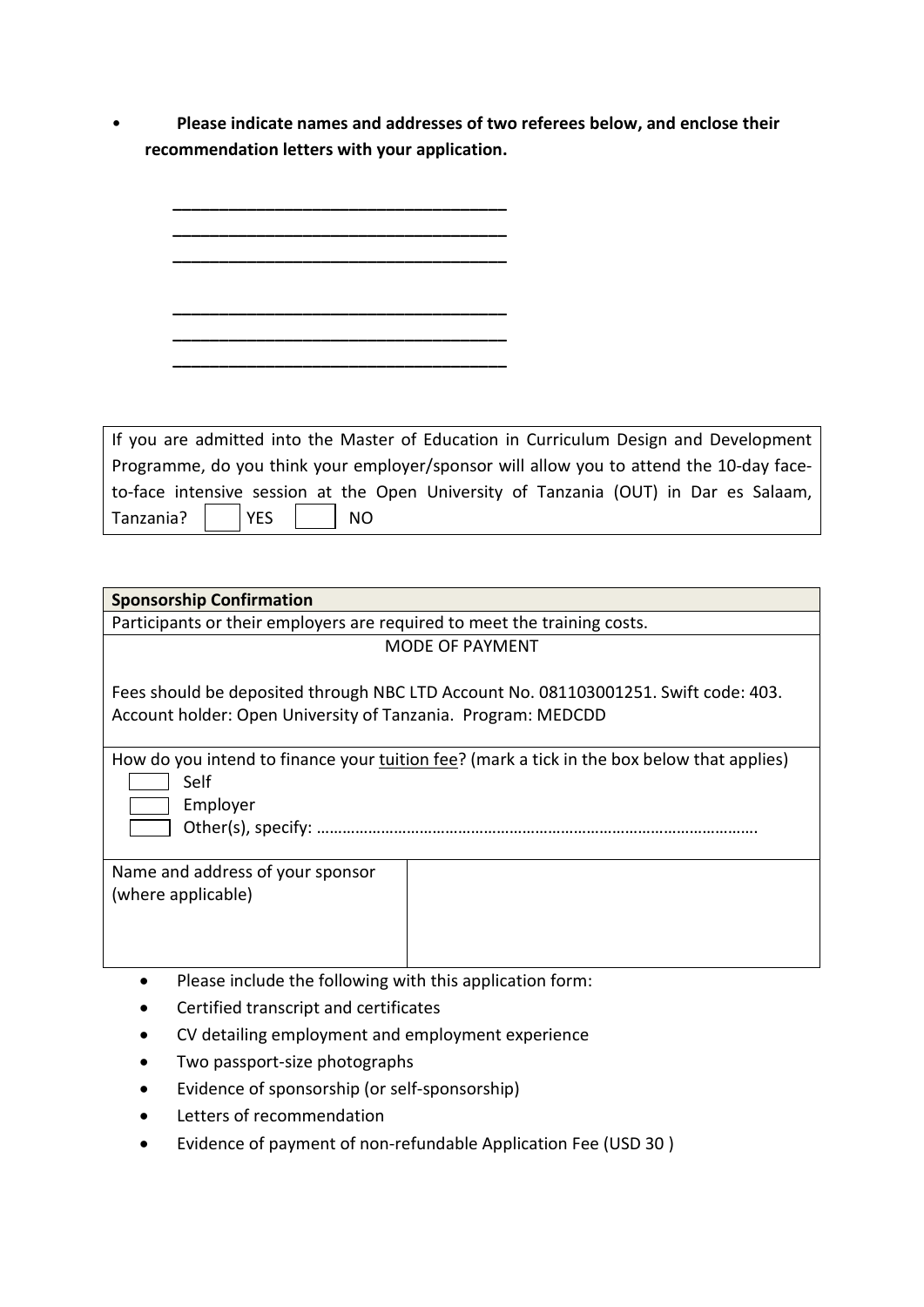- **Please indicate names and addresses of two referees below, and enclose their recommendation letters with your application.**

___________________________________
___________________________________
___________________________________

___________________________________
___________________________________
___________________________________

| If you are admitted into the Master of Education in Curriculum Design and Development Programme, do you think your employer/sponsor will allow you to attend the 10-day face-to-face intensive session at the Open University of Tanzania (OUT) in Dar es Salaam, Tanzania? ☐ YES ☐ NO |
|---|

| **Sponsorship Confirmation** | |
|---|---|
| Participants or their employers are required to meet the training costs. | |
| MODE OF PAYMENT<br><br>Fees should be deposited through NBC LTD Account No. 081103001251. Swift code: 403. Account holder: Open University of Tanzania. Program: MEDCDD | |
| How do you intend to finance your tuition fee? (mark a tick in the box below that applies)<br>☐ Self<br>☐ Employer<br>☐ Other(s), specify: ………………………………………………………………………………… | |
| Name and address of your sponsor (where applicable) | |

- Please include the following with this application form:
- Certified transcript and certificates
- CV detailing employment and employment experience
- Two passport-size photographs
- Evidence of sponsorship (or self-sponsorship)
- Letters of recommendation
- Evidence of payment of non-refundable Application Fee (USD 30 )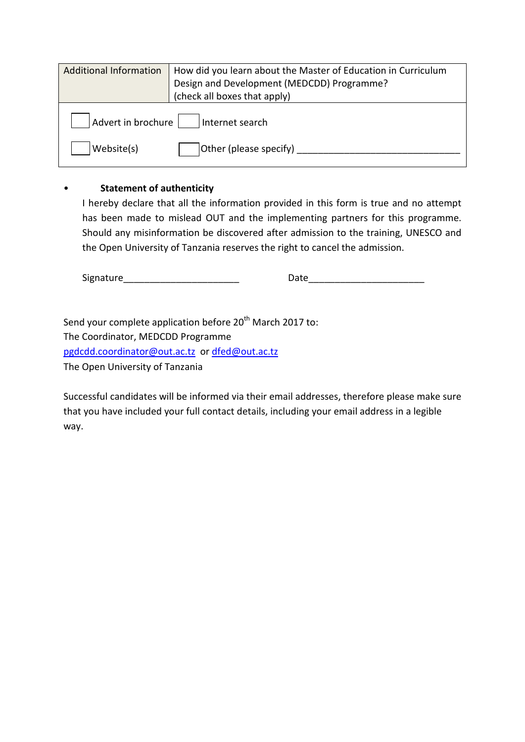| Additional Information | How did you learn about the Master of Education in Curriculum Design and Development (MEDCDD) Programme? (check all boxes that apply) |
|---|---|
| ☐ Advert in brochure | ☐ Internet search |
| ☐ Website(s) | ☐ Other (please specify) ________________________________ |

- **Statement of authenticity**

  I hereby declare that all the information provided in this form is true and no attempt has been made to mislead OUT and the implementing partners for this programme. Should any misinformation be discovered after admission to the training, UNESCO and the Open University of Tanzania reserves the right to cancel the admission.

  Signature______________________ Date______________________

Send your complete application before 20th March 2017 to:
The Coordinator, MEDCDD Programme
pgdcdd.coordinator@out.ac.tz or dfed@out.ac.tz
The Open University of Tanzania

Successful candidates will be informed via their email addresses, therefore please make sure that you have included your full contact details, including your email address in a legible way.